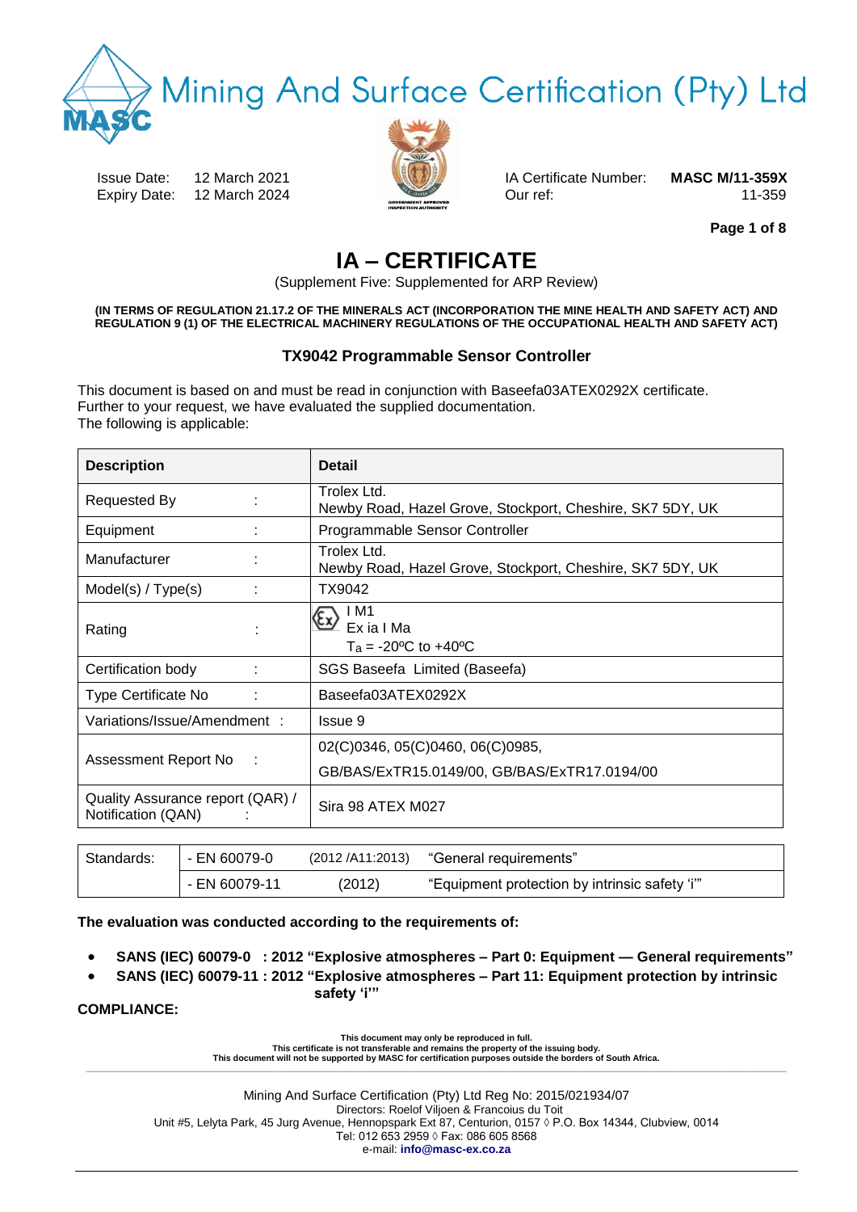# Mining And Surface Certification (Pty) Ltd

Issue Date: 12 March 2021
Expiry Date: 12 March 2024

IA Certificate Number: **MASC M/11-359X**
Our ref: 11-359

# IA – CERTIFICATE

(Supplement Five: Supplemented for ARP Review)

**(IN TERMS OF REGULATION 21.17.2 OF THE MINERALS ACT (INCORPORATION THE MINE HEALTH AND SAFETY ACT) AND REGULATION 9 (1) OF THE ELECTRICAL MACHINERY REGULATIONS OF THE OCCUPATIONAL HEALTH AND SAFETY ACT)**

## TX9042 Programmable Sensor Controller

This document is based on and must be read in conjunction with Baseefa03ATEX0292X certificate.
Further to your request, we have evaluated the supplied documentation.
The following is applicable:

| Description | Detail |
|---|---|
| Requested By : | Trolex Ltd.<br>Newby Road, Hazel Grove, Stockport, Cheshire, SK7 5DY, UK |
| Equipment : | Programmable Sensor Controller |
| Manufacturer : | Trolex Ltd.<br>Newby Road, Hazel Grove, Stockport, Cheshire, SK7 5DY, UK |
| Model(s) / Type(s) : | TX9042 |
| Rating : | Ex I M1<br>Ex ia I Ma<br>$T_a$ = -20ºC to +40ºC |
| Certification body : | SGS Baseefa Limited (Baseefa) |
| Type Certificate No : | Baseefa03ATEX0292X |
| Variations/Issue/Amendment : | Issue 9 |
| Assessment Report No : | 02(C)0346, 05(C)0460, 06(C)0985,<br>GB/BAS/ExTR15.0149/00, GB/BAS/ExTR17.0194/00 |
| Quality Assurance report (QAR) / Notification (QAN) : | Sira 98 ATEX M027 |

| Standards: | | | |
|---|---|---|---|
| | - EN 60079-0 | (2012 /A11:2013) | “General requirements” |
| | - EN 60079-11 | (2012) | “Equipment protection by intrinsic safety ‘i’” |

**The evaluation was conducted according to the requirements of:**

- **SANS (IEC) 60079-0 : 2012 “Explosive atmospheres – Part 0: Equipment — General requirements”**
- **SANS (IEC) 60079-11 : 2012 “Explosive atmospheres – Part 11: Equipment protection by intrinsic safety ‘i’”**

**COMPLIANCE:**

**This document may only be reproduced in full.**
**This certificate is not transferable and remains the property of the issuing body.**
**This document will not be supported by MASC for certification purposes outside the borders of South Africa.**

Mining And Surface Certification (Pty) Ltd Reg No: 2015/021934/07
Directors: Roelof Viljoen & Francoius du Toit
Unit #5, Lelyta Park, 45 Jurg Avenue, Hennopspark Ext 87, Centurion, 0157 ◊ P.O. Box 14344, Clubview, 0014
Tel: 012 653 2959 ◊ Fax: 086 605 8568
e-mail: **info@masc-ex.co.za**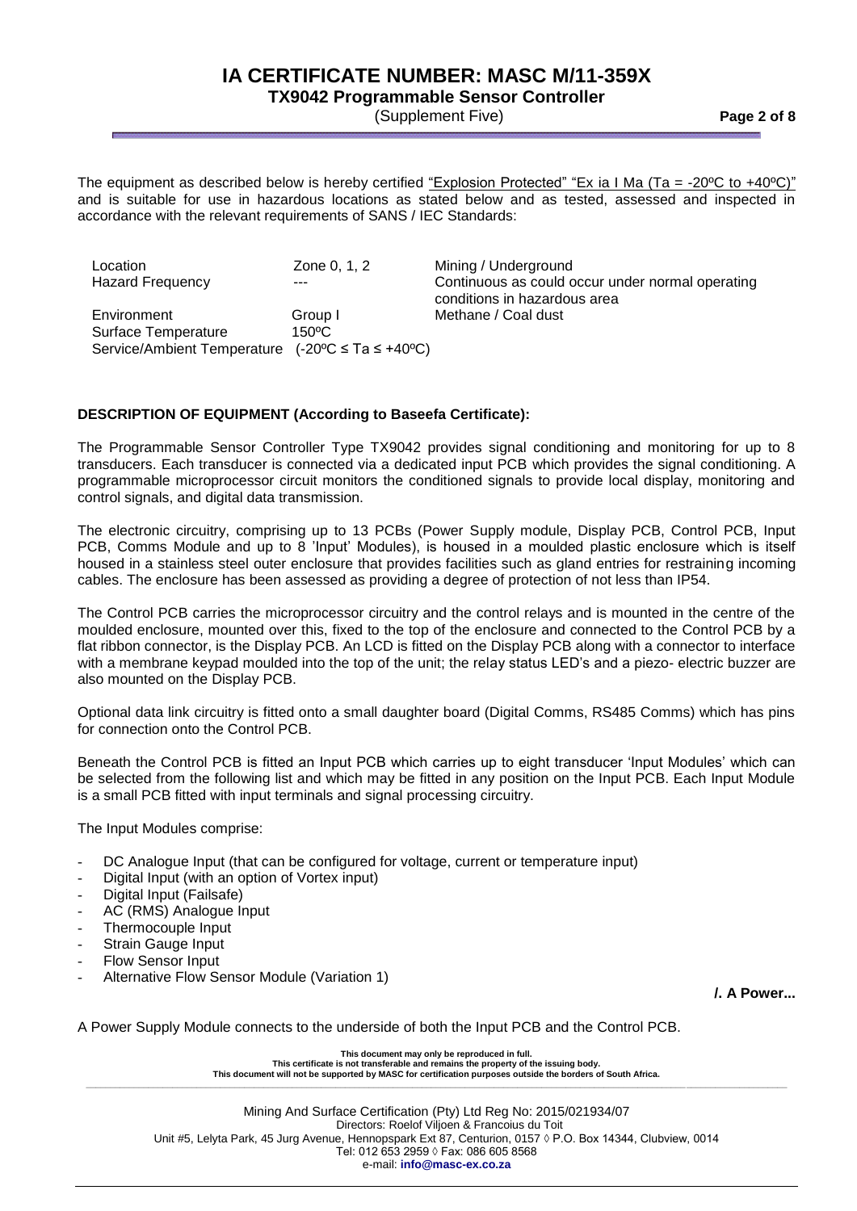The equipment as described below is hereby certified "Explosion Protected" "Ex ia I Ma (Ta = -20ºC to +40ºC)" and is suitable for use in hazardous locations as stated below and as tested, assessed and inspected in accordance with the relevant requirements of SANS / IEC Standards:

| | | |
|---|---|---|
| Location | Zone 0, 1, 2 | Mining / Underground |
| Hazard Frequency | --- | Continuous as could occur under normal operating conditions in hazardous area |
| Environment | Group I | Methane / Coal dust |
| Surface Temperature | 150ºC | |
| Service/Ambient Temperature | (-20ºC ≤ Ta ≤ +40ºC) | |

**DESCRIPTION OF EQUIPMENT (According to Baseefa Certificate):**

The Programmable Sensor Controller Type TX9042 provides signal conditioning and monitoring for up to 8 transducers. Each transducer is connected via a dedicated input PCB which provides the signal conditioning. A programmable microprocessor circuit monitors the conditioned signals to provide local display, monitoring and control signals, and digital data transmission.

The electronic circuitry, comprising up to 13 PCBs (Power Supply module, Display PCB, Control PCB, Input PCB, Comms Module and up to 8 'Input' Modules), is housed in a moulded plastic enclosure which is itself housed in a stainless steel outer enclosure that provides facilities such as gland entries for restraining incoming cables. The enclosure has been assessed as providing a degree of protection of not less than IP54.

The Control PCB carries the microprocessor circuitry and the control relays and is mounted in the centre of the moulded enclosure, mounted over this, fixed to the top of the enclosure and connected to the Control PCB by a flat ribbon connector, is the Display PCB. An LCD is fitted on the Display PCB along with a connector to interface with a membrane keypad moulded into the top of the unit; the relay status LED's and a piezo- electric buzzer are also mounted on the Display PCB.

Optional data link circuitry is fitted onto a small daughter board (Digital Comms, RS485 Comms) which has pins for connection onto the Control PCB.

Beneath the Control PCB is fitted an Input PCB which carries up to eight transducer 'Input Modules' which can be selected from the following list and which may be fitted in any position on the Input PCB. Each Input Module is a small PCB fitted with input terminals and signal processing circuitry.

The Input Modules comprise:

- DC Analogue Input (that can be configured for voltage, current or temperature input)
- Digital Input (with an option of Vortex input)
- Digital Input (Failsafe)
- AC (RMS) Analogue Input
- Thermocouple Input
- Strain Gauge Input
- Flow Sensor Input
- Alternative Flow Sensor Module (Variation 1)

**/. A Power...**

A Power Supply Module connects to the underside of both the Input PCB and the Control PCB.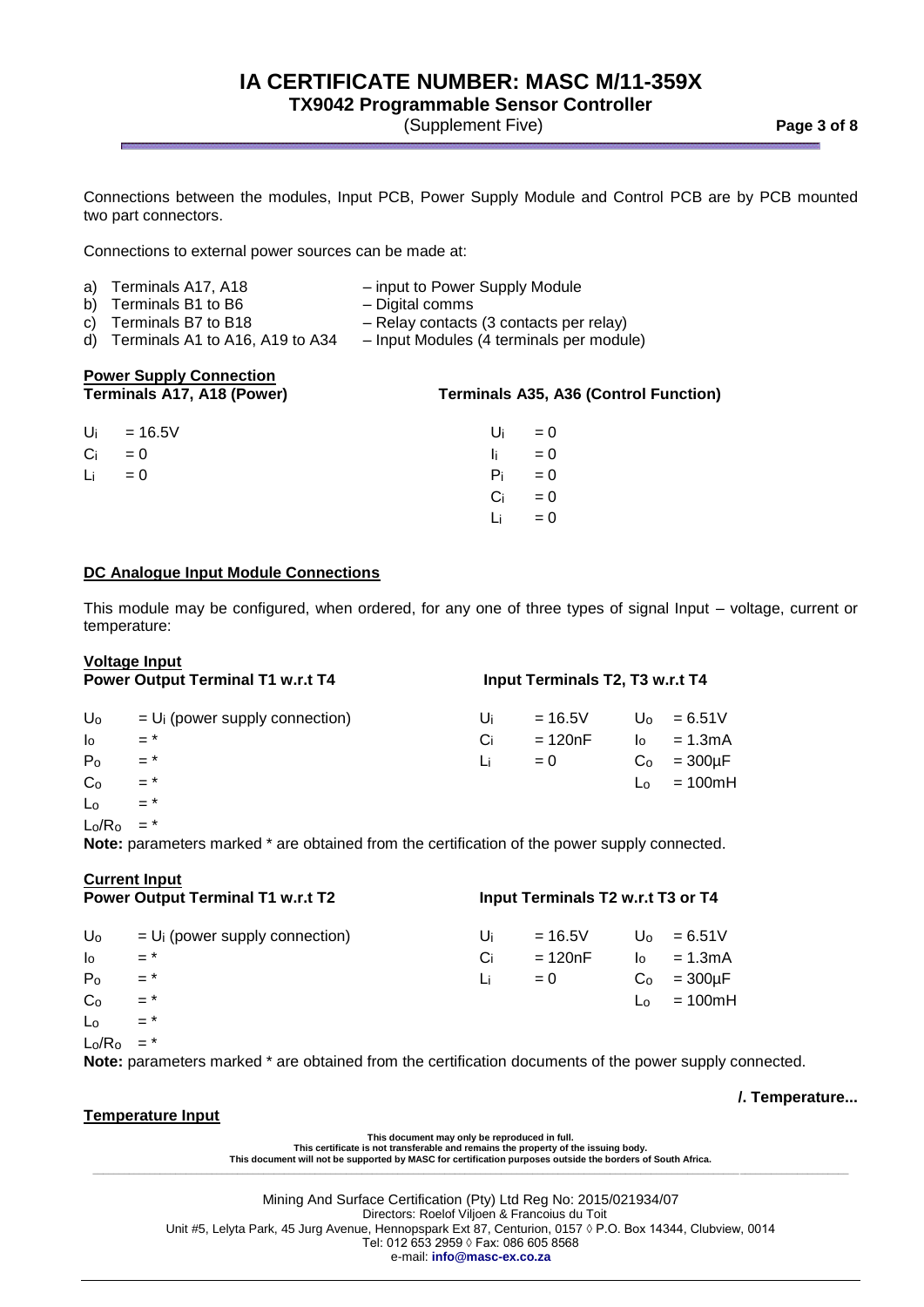Connections between the modules, Input PCB, Power Supply Module and Control PCB are by PCB mounted two part connectors.

Connections to external power sources can be made at:

a) Terminals A17, A18 – input to Power Supply Module
b) Terminals B1 to B6 – Digital comms
c) Terminals B7 to B18 – Relay contacts (3 contacts per relay)
d) Terminals A1 to A16, A19 to A34 – Input Modules (4 terminals per module)

**Power Supply Connection**

| **Terminals A17, A18 (Power)** | | **Terminals A35, A36 (Control Function)** | |
|---|---|---|---|
| $U_i$ | = 16.5V | $U_i$ | = 0 |
| $C_i$ | = 0 | $I_i$ | = 0 |
| $L_i$ | = 0 | $P_i$ | = 0 |
| | | $C_i$ | = 0 |
| | | $L_i$ | = 0 |

**DC Analogue Input Module Connections**

This module may be configured, when ordered, for any one of three types of signal Input – voltage, current or temperature:

**Voltage Input**

| **Power Output Terminal T1 w.r.t T4** | | **Input Terminals T2, T3 w.r.t T4** | | | |
|---|---|---|---|---|---|
| $U_o$ | = $U_i$ (power supply connection) | $U_i$ | = 16.5V | $U_o$ | = 6.51V |
| $I_o$ | = * | $C_i$ | = 120nF | $I_o$ | = 1.3mA |
| $P_o$ | = * | $L_i$ | = 0 | $C_o$ | = 300µF |
| $C_o$ | = * | | | $L_o$ | = 100mH |
| $L_o$ | = * | | | | |
| $L_o/R_o$ | = * | | | | |

**Note:** parameters marked * are obtained from the certification of the power supply connected.

**Current Input**

| **Power Output Terminal T1 w.r.t T2** | | **Input Terminals T2 w.r.t T3 or T4** | | | |
|---|---|---|---|---|---|
| $U_o$ | = $U_i$ (power supply connection) | $U_i$ | = 16.5V | $U_o$ | = 6.51V |
| $I_o$ | = * | $C_i$ | = 120nF | $I_o$ | = 1.3mA |
| $P_o$ | = * | $L_i$ | = 0 | $C_o$ | = 300µF |
| $C_o$ | = * | | | $L_o$ | = 100mH |
| $L_o$ | = * | | | | |
| $L_o/R_o$ | = * | | | | |

**Note:** parameters marked * are obtained from the certification documents of the power supply connected.

**/. Temperature...**

**Temperature Input**

This document may only be reproduced in full.
This certificate is not transferable and remains the property of the issuing body.
This document will not be supported by MASC for certification purposes outside the borders of South Africa.

Mining And Surface Certification (Pty) Ltd Reg No: 2015/021934/07
Directors: Roelof Viljoen & Francoius du Toit
Unit #5, Lelyta Park, 45 Jurg Avenue, Hennopspark Ext 87, Centurion, 0157 ◊ P.O. Box 14344, Clubview, 0014
Tel: 012 653 2959 ◊ Fax: 086 605 8568
e-mail: **info@masc-ex.co.za**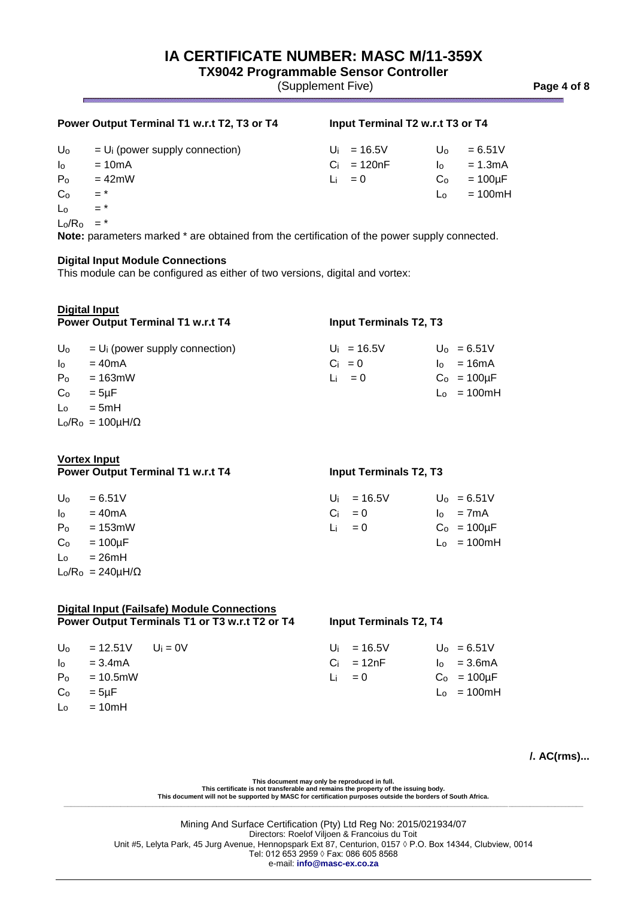**Power Output Terminal T1 w.r.t T2, T3 or T4**

| | |
|---|---|
| $U_o$ | $= U_i$ (power supply connection) |
| $I_o$ | = 10mA |
| $P_o$ | = 42mW |
| $C_o$ | = * |
| $L_o$ | = * |
| $L_o/R_o$ | = * |

**Input Terminal T2 w.r.t T3 or T4**

| | | | |
|---|---|---|---|
| $U_i$ | = 16.5V | $U_o$ | = 6.51V |
| $C_i$ | = 120nF | $I_o$ | = 1.3mA |
| $L_i$ | = 0 | $C_o$ | = 100µF |
| | | $L_o$ | = 100mH |

**Note:** parameters marked * are obtained from the certification of the power supply connected.

**Digital Input Module Connections**

This module can be configured as either of two versions, digital and vortex:

**Digital Input**

**Power Output Terminal T1 w.r.t T4**

| | |
|---|---|
| $U_o$ | $= U_i$ (power supply connection) |
| $I_o$ | = 40mA |
| $P_o$ | = 163mW |
| $C_o$ | = 5µF |
| $L_o$ | = 5mH |
| $L_o/R_o$ | = 100µH/Ω |

**Input Terminals T2, T3**

| | | | |
|---|---|---|---|
| $U_i$ | = 16.5V | $U_o$ | = 6.51V |
| $C_i$ | = 0 | $I_o$ | = 16mA |
| $L_i$ | = 0 | $C_o$ | = 100µF |
| | | $L_o$ | = 100mH |

**Vortex Input**

**Power Output Terminal T1 w.r.t T4**

| | |
|---|---|
| $U_o$ | = 6.51V |
| $I_o$ | = 40mA |
| $P_o$ | = 153mW |
| $C_o$ | = 100µF |
| $L_o$ | = 26mH |
| $L_o/R_o$ | = 240µH/Ω |

**Input Terminals T2, T3**

| | | | |
|---|---|---|---|
| $U_i$ | = 16.5V | $U_o$ | = 6.51V |
| $C_i$ | = 0 | $I_o$ | = 7mA |
| $L_i$ | = 0 | $C_o$ | = 100µF |
| | | $L_o$ | = 100mH |

**Digital Input (Failsafe) Module Connections**

**Power Output Terminals T1 or T3 w.r.t T2 or T4**

| | | |
|---|---|---|
| $U_o$ | = 12.51V | $U_i$ = 0V |
| $I_o$ | = 3.4mA | |
| $P_o$ | = 10.5mW | |
| $C_o$ | = 5µF | |
| $L_o$ | = 10mH | |

**Input Terminals T2, T4**

| | | | |
|---|---|---|---|
| $U_i$ | = 16.5V | $U_o$ | = 6.51V |
| $C_i$ | = 12nF | $I_o$ | = 3.6mA |
| $L_i$ | = 0 | $C_o$ | = 100µF |
| | | $L_o$ | = 100mH |

**/. AC(rms)...**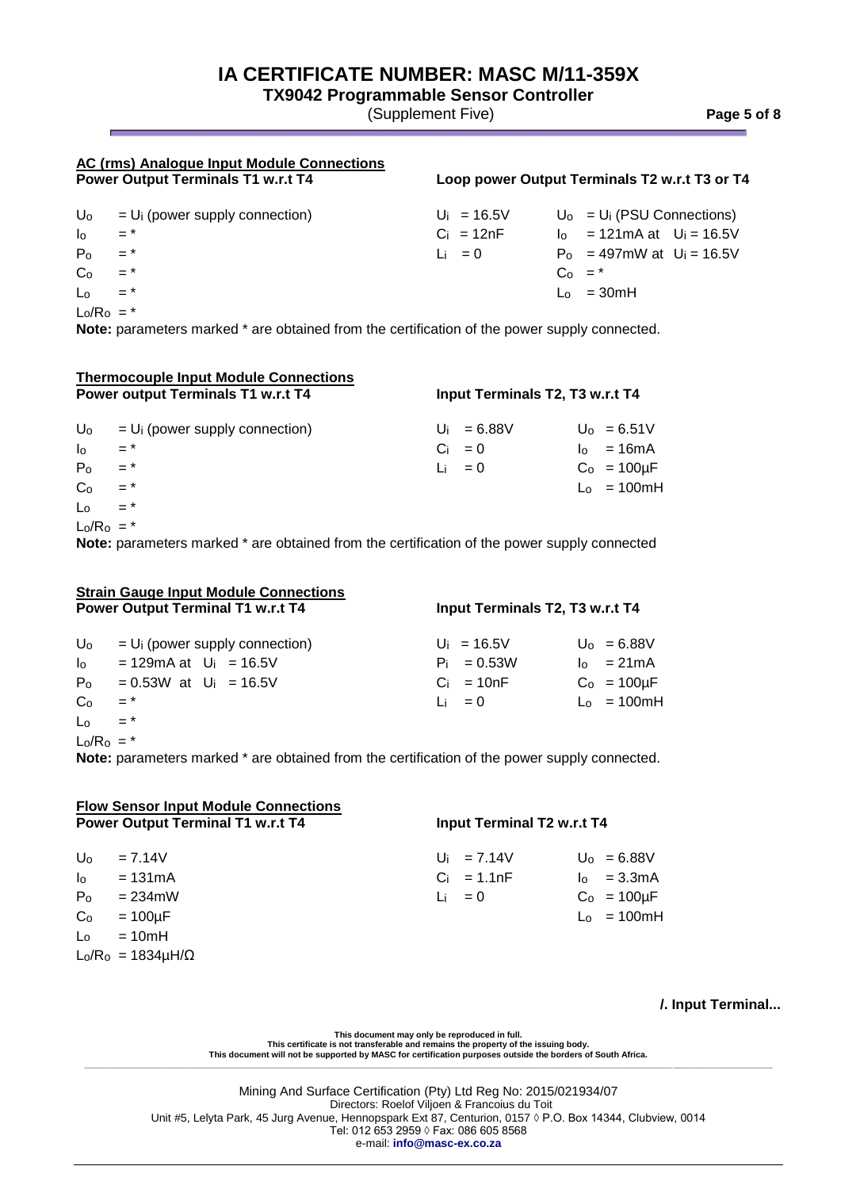**AC (rms) Analogue Input Module Connections**

**Power Output Terminals T1 w.r.t T4**

$U_o$ = $U_i$ (power supply connection)
$I_o$ = *
$P_o$ = *
$C_o$ = *
$L_o$ = *
$L_o/R_o$ = *

**Loop power Output Terminals T2 w.r.t T3 or T4**

| | |
|---|---|
| $U_i$ = 16.5V | $U_o$ = $U_i$ (PSU Connections) |
| $C_i$ = 12nF | $I_o$ = 121mA at $U_i$ = 16.5V |
| $L_i$ = 0 | $P_o$ = 497mW at $U_i$ = 16.5V |
| | $C_o$ = * |
| | $L_o$ = 30mH |

**Note:** parameters marked * are obtained from the certification of the power supply connected.

**Thermocouple Input Module Connections**

**Power output Terminals T1 w.r.t T4**

$U_o$ = $U_i$ (power supply connection)
$I_o$ = *
$P_o$ = *
$C_o$ = *
$L_o$ = *
$L_o/R_o$ = *

**Input Terminals T2, T3 w.r.t T4**

| | |
|---|---|
| $U_i$ = 6.88V | $U_o$ = 6.51V |
| $C_i$ = 0 | $I_o$ = 16mA |
| $L_i$ = 0 | $C_o$ = 100µF |
| | $L_o$ = 100mH |

**Note:** parameters marked * are obtained from the certification of the power supply connected

**Strain Gauge Input Module Connections**

**Power Output Terminal T1 w.r.t T4**

$U_o$ = $U_i$ (power supply connection)
$I_o$ = 129mA at $U_i$ = 16.5V
$P_o$ = 0.53W at $U_i$ = 16.5V
$C_o$ = *
$L_o$ = *
$L_o/R_o$ = *

**Input Terminals T2, T3 w.r.t T4**

| | |
|---|---|
| $U_i$ = 16.5V | $U_o$ = 6.88V |
| $P_i$ = 0.53W | $I_o$ = 21mA |
| $C_i$ = 10nF | $C_o$ = 100µF |
| $L_i$ = 0 | $L_o$ = 100mH |

**Note:** parameters marked * are obtained from the certification of the power supply connected.

**Flow Sensor Input Module Connections**

**Power Output Terminal T1 w.r.t T4**

$U_o$ = 7.14V
$I_o$ = 131mA
$P_o$ = 234mW
$C_o$ = 100µF
$L_o$ = 10mH
$L_o/R_o$ = 1834µH/Ω

**Input Terminal T2 w.r.t T4**

| | |
|---|---|
| $U_i$ = 7.14V | $U_o$ = 6.88V |
| $C_i$ = 1.1nF | $I_o$ = 3.3mA |
| $L_i$ = 0 | $C_o$ = 100µF |
| | $L_o$ = 100mH |

**/. Input Terminal...**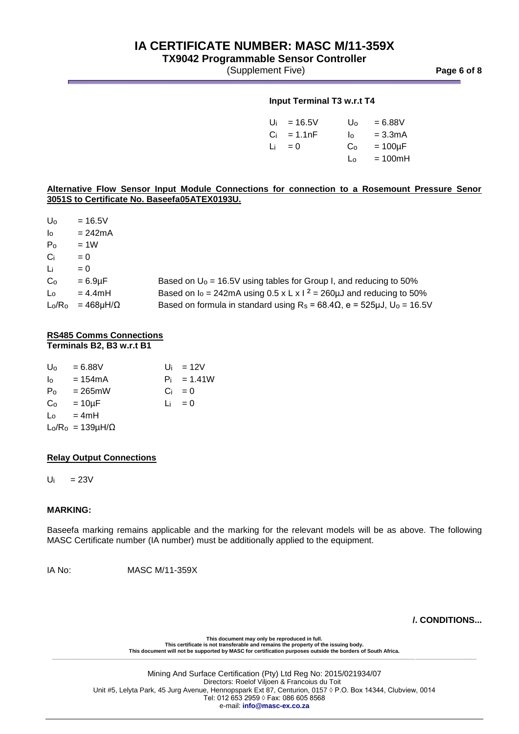**Input Terminal T3 w.r.t T4**

| | | | |
|---|---|---|---|
| $U_i$ | = 16.5V | $U_o$ | = 6.88V |
| $C_i$ | = 1.1nF | $I_o$ | = 3.3mA |
| $L_i$ | = 0 | $C_o$ | = 100µF |
| | | $L_o$ | = 100mH |

**Alternative Flow Sensor Input Module Connections for connection to a Rosemount Pressure Senor 3051S to Certificate No. Baseefa05ATEX0193U.**

| | | |
|---|---|---|
| $U_o$ | = 16.5V | |
| $I_o$ | = 242mA | |
| $P_o$ | = 1W | |
| $C_i$ | = 0 | |
| $L_i$ | = 0 | |
| $C_o$ | = 6.9µF | Based on $U_o$ = 16.5V using tables for Group I, and reducing to 50% |
| $L_o$ | = 4.4mH | Based on $I_o$ = 242mA using 0.5 x L x I $^2$ = 260µJ and reducing to 50% |
| $L_o/R_o$ | = 468µH/Ω | Based on formula in standard using $R_s$ = 68.4Ω, e = 525µJ, $U_o$ = 16.5V |

**RS485 Comms Connections**
**Terminals B2, B3 w.r.t B1**

| | | | |
|---|---|---|---|
| $U_o$ | = 6.88V | $U_i$ | = 12V |
| $I_o$ | = 154mA | $P_i$ | = 1.41W |
| $P_o$ | = 265mW | $C_i$ | = 0 |
| $C_o$ | = 10µF | $L_i$ | = 0 |
| $L_o$ | = 4mH | | |
| $L_o/R_o$ | = 139µH/Ω | | |

**Relay Output Connections**

$U_i$ = 23V

**MARKING:**

Baseefa marking remains applicable and the marking for the relevant models will be as above. The following MASC Certificate number (IA number) must be additionally applied to the equipment.

IA No: MASC M/11-359X

**/. CONDITIONS...**

This document may only be reproduced in full.
This certificate is not transferable and remains the property of the issuing body.
This document will not be supported by MASC for certification purposes outside the borders of South Africa.

Mining And Surface Certification (Pty) Ltd Reg No: 2015/021934/07
Directors: Roelof Viljoen & Francoius du Toit
Unit #5, Lelyta Park, 45 Jurg Avenue, Hennopspark Ext 87, Centurion, 0157 ◊ P.O. Box 14344, Clubview, 0014
Tel: 012 653 2959 ◊ Fax: 086 605 8568
e-mail: **info@masc-ex.co.za**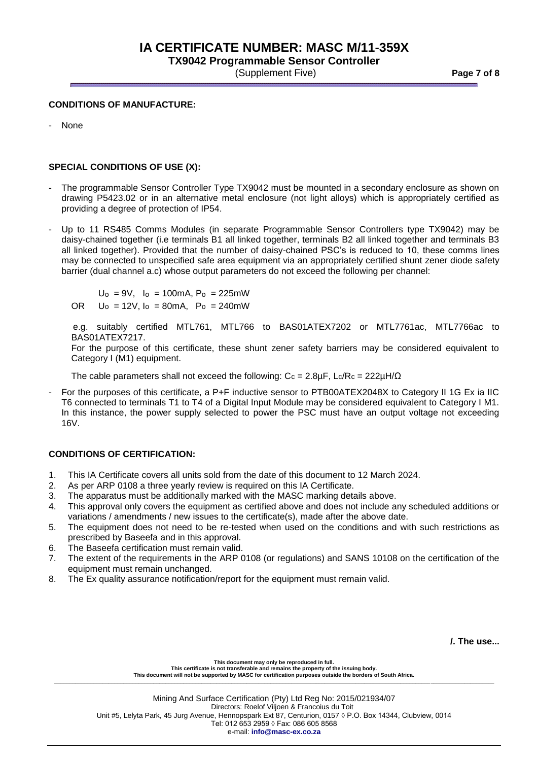**CONDITIONS OF MANUFACTURE:**

- None

**SPECIAL CONDITIONS OF USE (X):**

- The programmable Sensor Controller Type TX9042 must be mounted in a secondary enclosure as shown on drawing P5423.02 or in an alternative metal enclosure (not light alloys) which is appropriately certified as providing a degree of protection of IP54.

- Up to 11 RS485 Comms Modules (in separate Programmable Sensor Controllers type TX9042) may be daisy-chained together (i.e terminals B1 all linked together, terminals B2 all linked together and terminals B3 all linked together). Provided that the number of daisy-chained PSC's is reduced to 10, these comms lines may be connected to unspecified safe area equipment via an appropriately certified shunt zener diode safety barrier (dual channel a.c) whose output parameters do not exceed the following per channel:

  $U_o$ = 9V, $I_o$ = 100mA, $P_o$ = 225mW
  OR $U_o$ = 12V, $I_o$ = 80mA, $P_o$ = 240mW

  e.g. suitably certified MTL761, MTL766 to BAS01ATEX7202 or MTL7761ac, MTL7766ac to BAS01ATEX7217.
  For the purpose of this certificate, these shunt zener safety barriers may be considered equivalent to Category I (M1) equipment.

  The cable parameters shall not exceed the following: $C_c$ = 2.8µF, $L_c/R_c$ = 222µH/Ω

- For the purposes of this certificate, a P+F inductive sensor to PTB00ATEX2048X to Category II 1G Ex ia IIC T6 connected to terminals T1 to T4 of a Digital Input Module may be considered equivalent to Category I M1. In this instance, the power supply selected to power the PSC must have an output voltage not exceeding 16V.

**CONDITIONS OF CERTIFICATION:**

1. This IA Certificate covers all units sold from the date of this document to 12 March 2024.
2. As per ARP 0108 a three yearly review is required on this IA Certificate.
3. The apparatus must be additionally marked with the MASC marking details above.
4. This approval only covers the equipment as certified above and does not include any scheduled additions or variations / amendments / new issues to the certificate(s), made after the above date.
5. The equipment does not need to be re-tested when used on the conditions and with such restrictions as prescribed by Baseefa and in this approval.
6. The Baseefa certification must remain valid.
7. The extent of the requirements in the ARP 0108 (or regulations) and SANS 10108 on the certification of the equipment must remain unchanged.
8. The Ex quality assurance notification/report for the equipment must remain valid.

**/. The use...**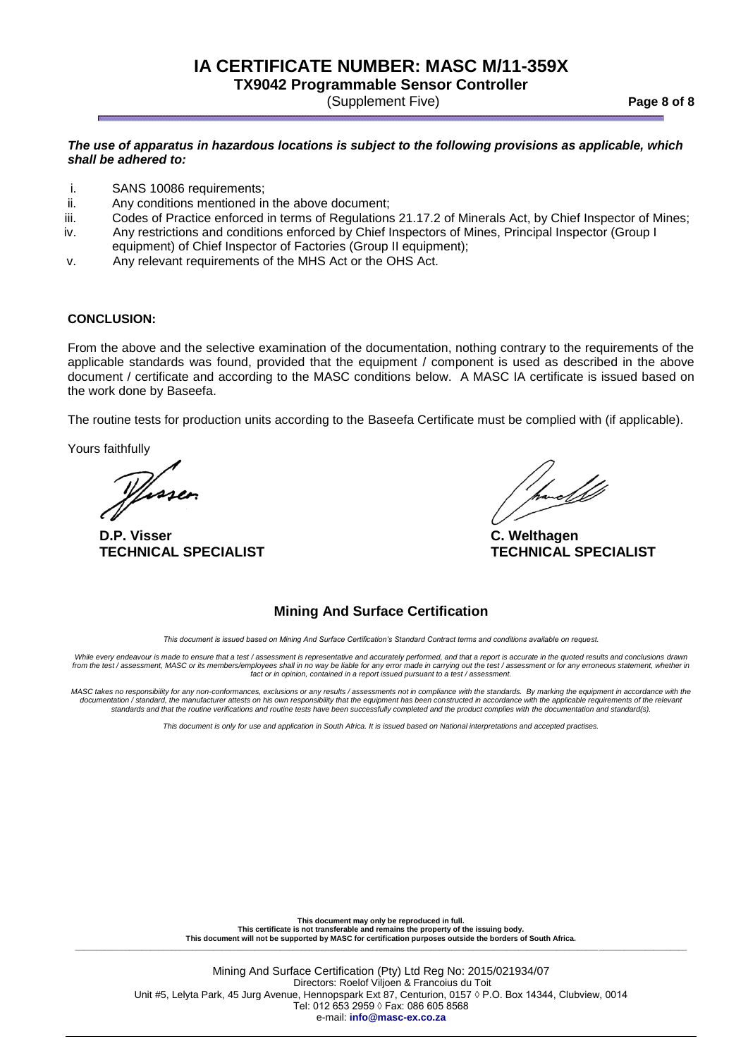***The use of apparatus in hazardous locations is subject to the following provisions as applicable, which shall be adhered to:***

i. SANS 10086 requirements;
ii. Any conditions mentioned in the above document;
iii. Codes of Practice enforced in terms of Regulations 21.17.2 of Minerals Act, by Chief Inspector of Mines;
iv. Any restrictions and conditions enforced by Chief Inspectors of Mines, Principal Inspector (Group I equipment) of Chief Inspector of Factories (Group II equipment);
v. Any relevant requirements of the MHS Act or the OHS Act.

**CONCLUSION:**

From the above and the selective examination of the documentation, nothing contrary to the requirements of the applicable standards was found, provided that the equipment / component is used as described in the above document / certificate and according to the MASC conditions below. A MASC IA certificate is issued based on the work done by Baseefa.

The routine tests for production units according to the Baseefa Certificate must be complied with (if applicable).

Yours faithfully

**D.P. Visser**
**TECHNICAL SPECIALIST**

**C. Welthagen**
**TECHNICAL SPECIALIST**

## Mining And Surface Certification

*This document is issued based on Mining And Surface Certification's Standard Contract terms and conditions available on request.*

*While every endeavour is made to ensure that a test / assessment is representative and accurately performed, and that a report is accurate in the quoted results and conclusions drawn from the test / assessment, MASC or its members/employees shall in no way be liable for any error made in carrying out the test / assessment or for any erroneous statement, whether in fact or in opinion, contained in a report issued pursuant to a test / assessment.*

*MASC takes no responsibility for any non-conformances, exclusions or any results / assessments not in compliance with the standards. By marking the equipment in accordance with the documentation / standard, the manufacturer attests on his own responsibility that the equipment has been constructed in accordance with the applicable requirements of the relevant standards and that the routine verifications and routine tests have been successfully completed and the product complies with the documentation and standard(s).*

*This document is only for use and application in South Africa. It is issued based on National interpretations and accepted practises.*

**This document may only be reproduced in full.**
**This certificate is not transferable and remains the property of the issuing body.**
**This document will not be supported by MASC for certification purposes outside the borders of South Africa.**

Mining And Surface Certification (Pty) Ltd Reg No: 2015/021934/07
Directors: Roelof Viljoen & Francoius du Toit
Unit #5, Lelyta Park, 45 Jurg Avenue, Hennopspark Ext 87, Centurion, 0157 ◊ P.O. Box 14344, Clubview, 0014
Tel: 012 653 2959 ◊ Fax: 086 605 8568
e-mail: **info@masc-ex.co.za**